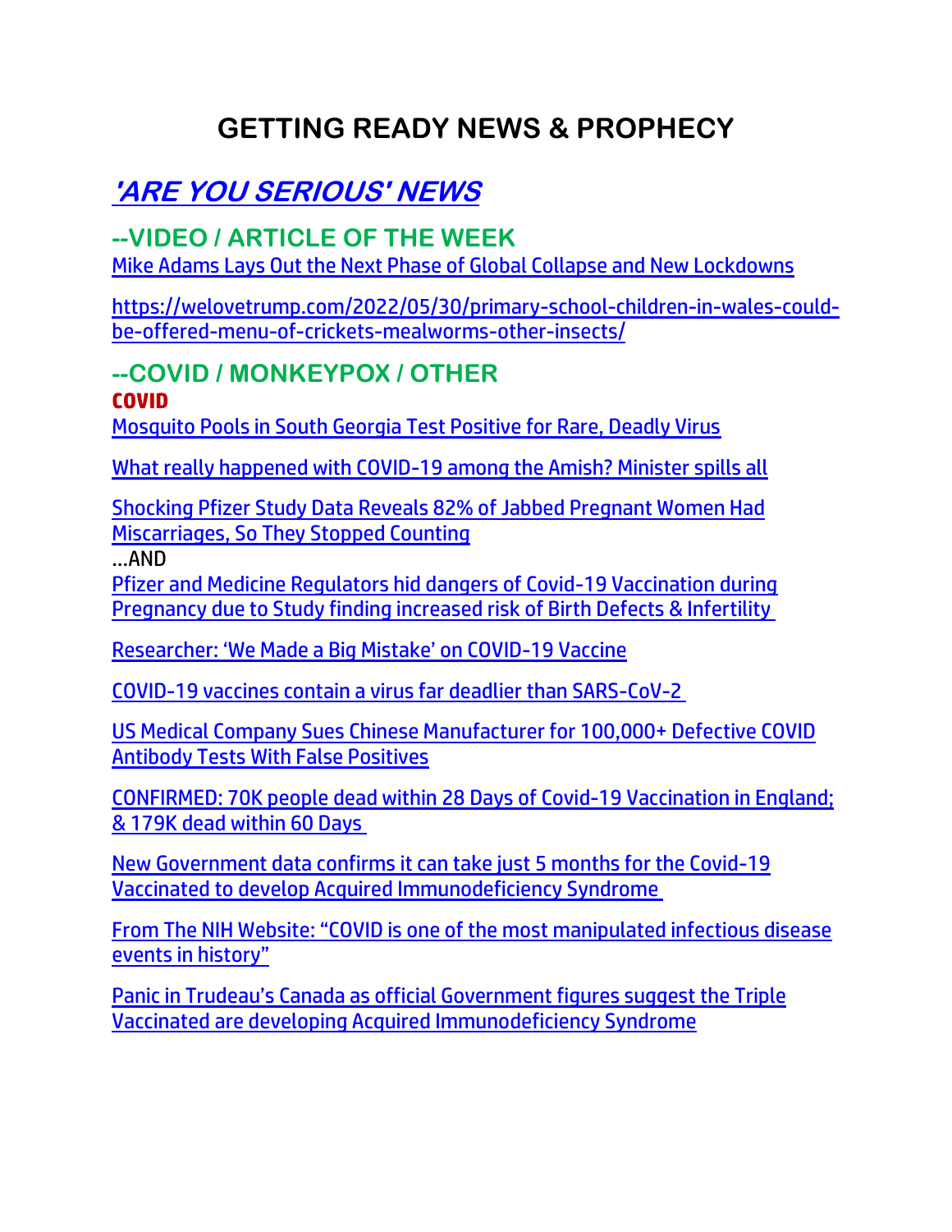# GETTING READY NEWS & PROPHECY

## ['ARE YOU SERIOUS' NEWS]

### --VIDEO / ARTICLE OF THE WEEK

Mike Adams Lays Out the Next Phase of Global Collapse and New Lockdowns

https://welovetrump.com/2022/05/30/primary-school-children-in-wales-could-be-offered-menu-of-crickets-mealworms-other-insects/

### --COVID / MONKEYPOX / OTHER

**COVID**

Mosquito Pools in South Georgia Test Positive for Rare, Deadly Virus

What really happened with COVID-19 among the Amish? Minister spills all

Shocking Pfizer Study Data Reveals 82% of Jabbed Pregnant Women Had Miscarriages, So They Stopped Counting

…AND

Pfizer and Medicine Regulators hid dangers of Covid-19 Vaccination during Pregnancy due to Study finding increased risk of Birth Defects & Infertility

Researcher: 'We Made a Big Mistake' on COVID-19 Vaccine

COVID-19 vaccines contain a virus far deadlier than SARS-CoV-2

US Medical Company Sues Chinese Manufacturer for 100,000+ Defective COVID Antibody Tests With False Positives

CONFIRMED: 70K people dead within 28 Days of Covid-19 Vaccination in England; & 179K dead within 60 Days

New Government data confirms it can take just 5 months for the Covid-19 Vaccinated to develop Acquired Immunodeficiency Syndrome

From The NIH Website: "COVID is one of the most manipulated infectious disease events in history"

Panic in Trudeau's Canada as official Government figures suggest the Triple Vaccinated are developing Acquired Immunodeficiency Syndrome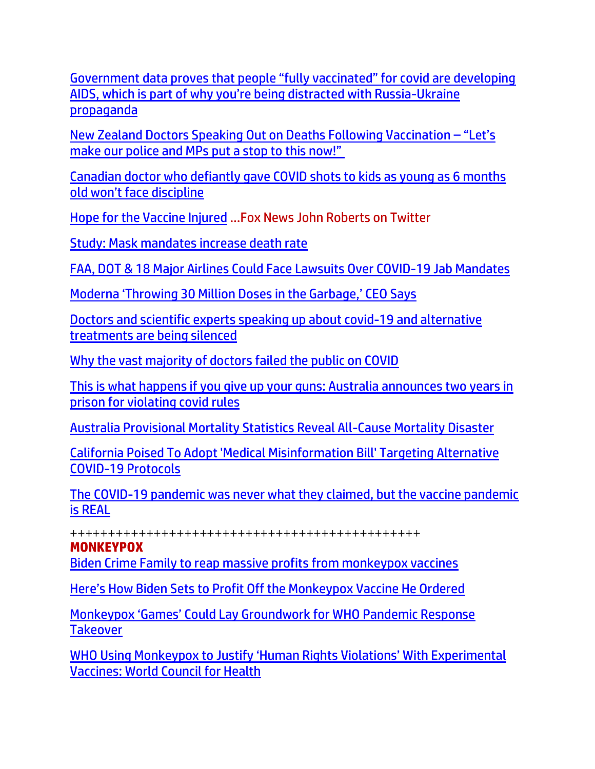Government data proves that people "fully vaccinated" for covid are developing AIDS, which is part of why you're being distracted with Russia-Ukraine propaganda

New Zealand Doctors Speaking Out on Deaths Following Vaccination – "Let's make our police and MPs put a stop to this now!"

Canadian doctor who defiantly gave COVID shots to kids as young as 6 months old won't face discipline

Hope for the Vaccine Injured …Fox News John Roberts on Twitter

Study: Mask mandates increase death rate

FAA, DOT & 18 Major Airlines Could Face Lawsuits Over COVID-19 Jab Mandates

Moderna 'Throwing 30 Million Doses in the Garbage,' CEO Says

Doctors and scientific experts speaking up about covid-19 and alternative treatments are being silenced

Why the vast majority of doctors failed the public on COVID

This is what happens if you give up your guns: Australia announces two years in prison for violating covid rules

Australia Provisional Mortality Statistics Reveal All-Cause Mortality Disaster

California Poised To Adopt 'Medical Misinformation Bill' Targeting Alternative COVID-19 Protocols

The COVID-19 pandemic was never what they claimed, but the vaccine pandemic is REAL

++++++++++++++++++++++++++++++++++++++++++++++

**MONKEYPOX**

Biden Crime Family to reap massive profits from monkeypox vaccines

Here's How Biden Sets to Profit Off the Monkeypox Vaccine He Ordered

Monkeypox 'Games' Could Lay Groundwork for WHO Pandemic Response Takeover

WHO Using Monkeypox to Justify 'Human Rights Violations' With Experimental Vaccines: World Council for Health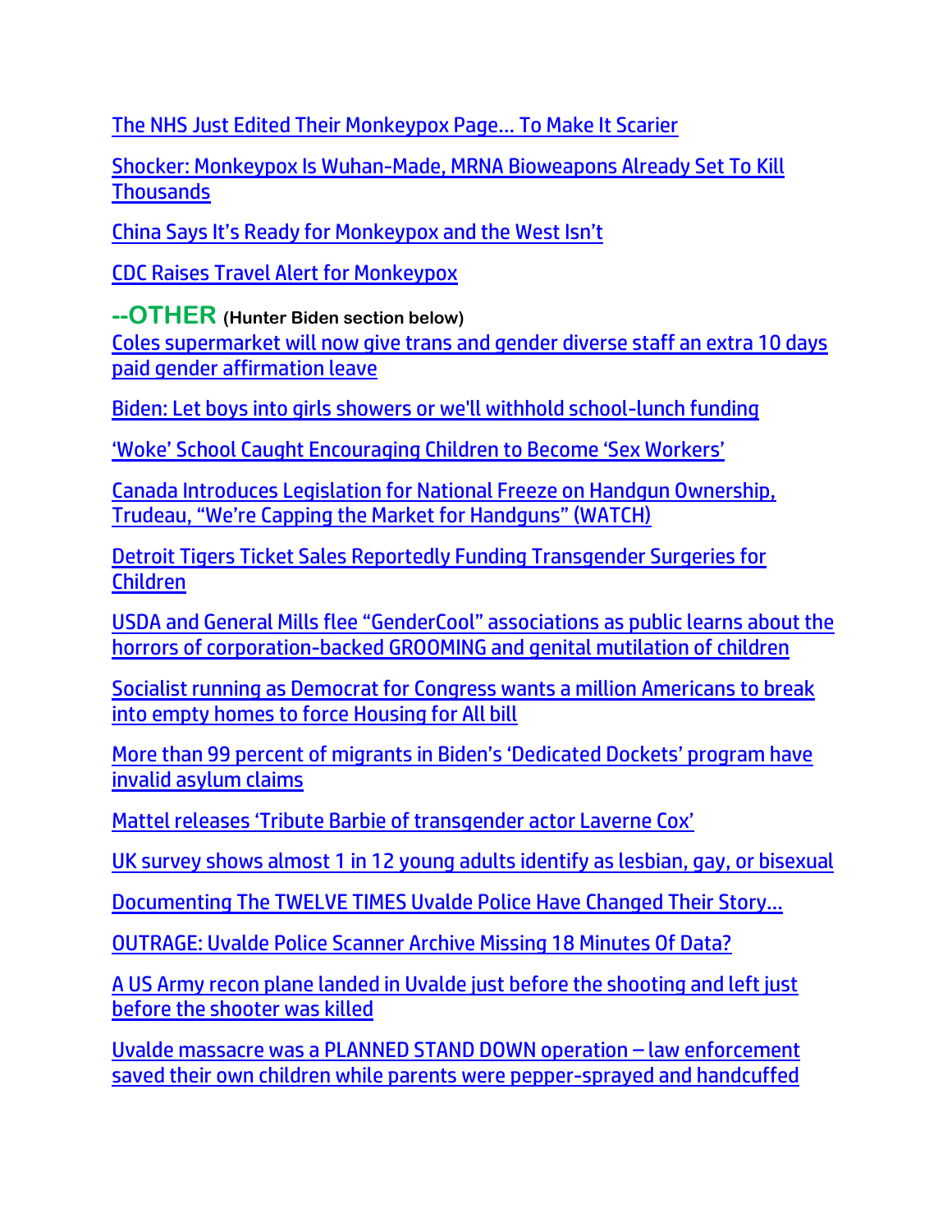The NHS Just Edited Their Monkeypox Page… To Make It Scarier

Shocker: Monkeypox Is Wuhan-Made, MRNA Bioweapons Already Set To Kill Thousands

China Says It's Ready for Monkeypox and the West Isn't

CDC Raises Travel Alert for Monkeypox

## --OTHER **(Hunter Biden section below)**

Coles supermarket will now give trans and gender diverse staff an extra 10 days paid gender affirmation leave

Biden: Let boys into girls showers or we'll withhold school-lunch funding

'Woke' School Caught Encouraging Children to Become 'Sex Workers'

Canada Introduces Legislation for National Freeze on Handgun Ownership, Trudeau, "We're Capping the Market for Handguns" (WATCH)

Detroit Tigers Ticket Sales Reportedly Funding Transgender Surgeries for Children

USDA and General Mills flee "GenderCool" associations as public learns about the horrors of corporation-backed GROOMING and genital mutilation of children

Socialist running as Democrat for Congress wants a million Americans to break into empty homes to force Housing for All bill

More than 99 percent of migrants in Biden's 'Dedicated Dockets' program have invalid asylum claims

Mattel releases 'Tribute Barbie of transgender actor Laverne Cox'

UK survey shows almost 1 in 12 young adults identify as lesbian, gay, or bisexual

Documenting The TWELVE TIMES Uvalde Police Have Changed Their Story…

OUTRAGE: Uvalde Police Scanner Archive Missing 18 Minutes Of Data?

A US Army recon plane landed in Uvalde just before the shooting and left just before the shooter was killed

Uvalde massacre was a PLANNED STAND DOWN operation – law enforcement saved their own children while parents were pepper-sprayed and handcuffed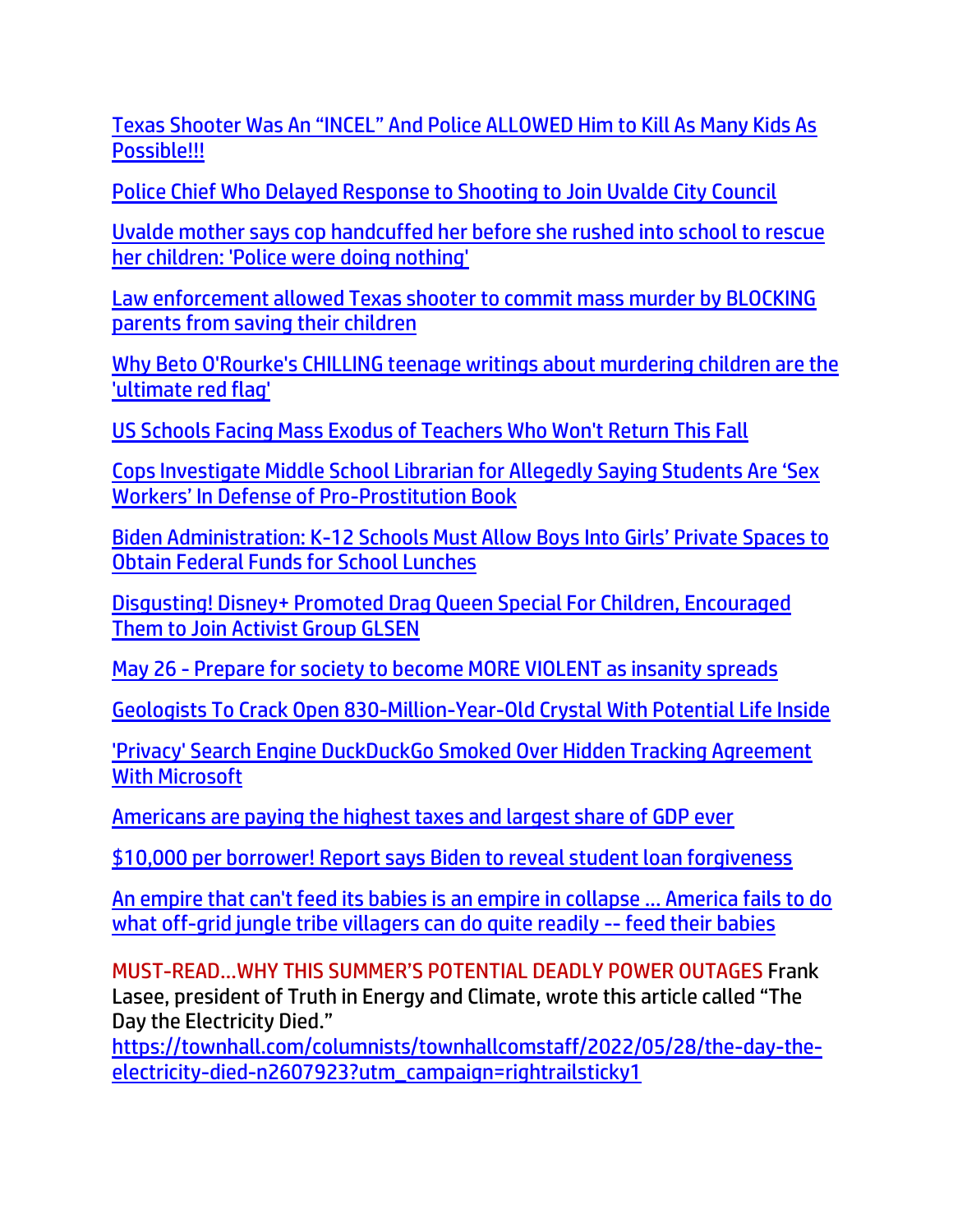Texas Shooter Was An "INCEL" And Police ALLOWED Him to Kill As Many Kids As Possible!!!

Police Chief Who Delayed Response to Shooting to Join Uvalde City Council

Uvalde mother says cop handcuffed her before she rushed into school to rescue her children: 'Police were doing nothing'

Law enforcement allowed Texas shooter to commit mass murder by BLOCKING parents from saving their children

Why Beto O'Rourke's CHILLING teenage writings about murdering children are the 'ultimate red flag'

US Schools Facing Mass Exodus of Teachers Who Won't Return This Fall

Cops Investigate Middle School Librarian for Allegedly Saying Students Are 'Sex Workers' In Defense of Pro-Prostitution Book

Biden Administration: K-12 Schools Must Allow Boys Into Girls' Private Spaces to Obtain Federal Funds for School Lunches

Disgusting! Disney+ Promoted Drag Queen Special For Children, Encouraged Them to Join Activist Group GLSEN

May 26 - Prepare for society to become MORE VIOLENT as insanity spreads

Geologists To Crack Open 830-Million-Year-Old Crystal With Potential Life Inside

'Privacy' Search Engine DuckDuckGo Smoked Over Hidden Tracking Agreement With Microsoft

Americans are paying the highest taxes and largest share of GDP ever

$10,000 per borrower! Report says Biden to reveal student loan forgiveness

An empire that can't feed its babies is an empire in collapse ... America fails to do what off-grid jungle tribe villagers can do quite readily -- feed their babies

MUST-READ…WHY THIS SUMMER'S POTENTIAL DEADLY POWER OUTAGES Frank Lasee, president of Truth in Energy and Climate, wrote this article called "The Day the Electricity Died."
https://townhall.com/columnists/townhallcomstaff/2022/05/28/the-day-the-electricity-died-n2607923?utm_campaign=rightrailsticky1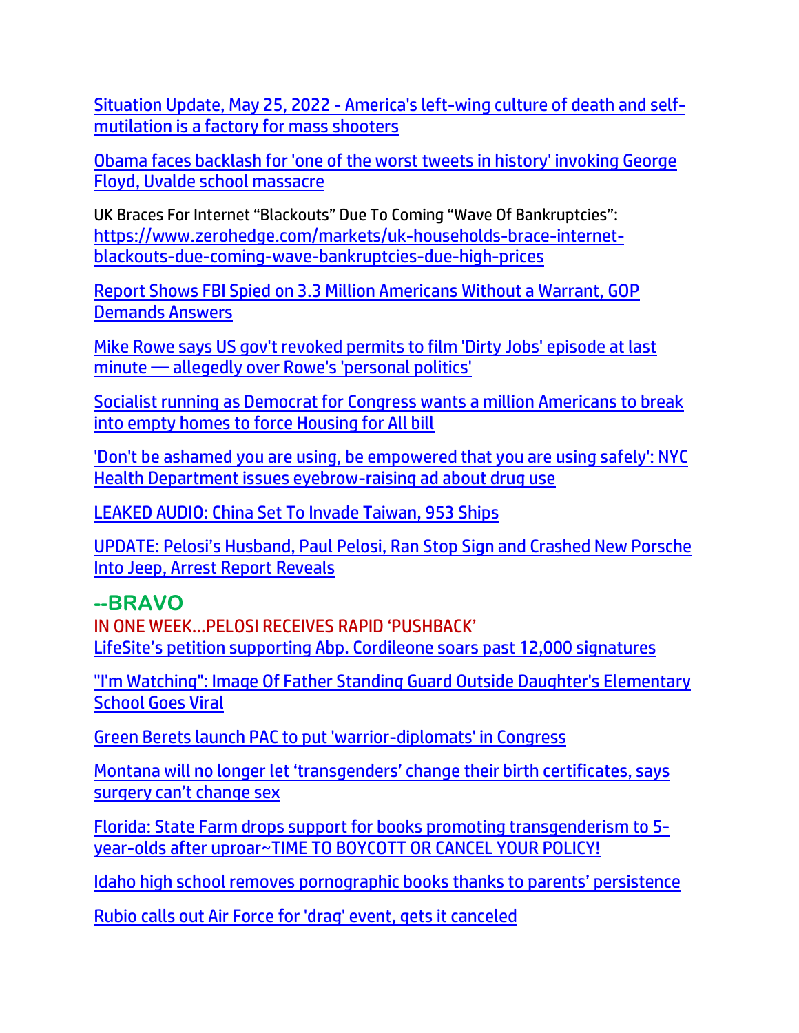Situation Update, May 25, 2022 - America's left-wing culture of death and self-mutilation is a factory for mass shooters

Obama faces backlash for 'one of the worst tweets in history' invoking George Floyd, Uvalde school massacre

UK Braces For Internet "Blackouts" Due To Coming "Wave Of Bankruptcies": https://www.zerohedge.com/markets/uk-households-brace-internet-blackouts-due-coming-wave-bankruptcies-due-high-prices

Report Shows FBI Spied on 3.3 Million Americans Without a Warrant, GOP Demands Answers

Mike Rowe says US gov't revoked permits to film 'Dirty Jobs' episode at last minute — allegedly over Rowe's 'personal politics'

Socialist running as Democrat for Congress wants a million Americans to break into empty homes to force Housing for All bill

'Don't be ashamed you are using, be empowered that you are using safely': NYC Health Department issues eyebrow-raising ad about drug use

LEAKED AUDIO: China Set To Invade Taiwan, 953 Ships

UPDATE: Pelosi's Husband, Paul Pelosi, Ran Stop Sign and Crashed New Porsche Into Jeep, Arrest Report Reveals

## --BRAVO

IN ONE WEEK…PELOSI RECEIVES RAPID 'PUSHBACK'
LifeSite's petition supporting Abp. Cordileone soars past 12,000 signatures

"I'm Watching": Image Of Father Standing Guard Outside Daughter's Elementary School Goes Viral

Green Berets launch PAC to put 'warrior-diplomats' in Congress

Montana will no longer let 'transgenders' change their birth certificates, says surgery can't change sex

Florida: State Farm drops support for books promoting transgenderism to 5-year-olds after uproar~TIME TO BOYCOTT OR CANCEL YOUR POLICY!

Idaho high school removes pornographic books thanks to parents' persistence

Rubio calls out Air Force for 'drag' event, gets it canceled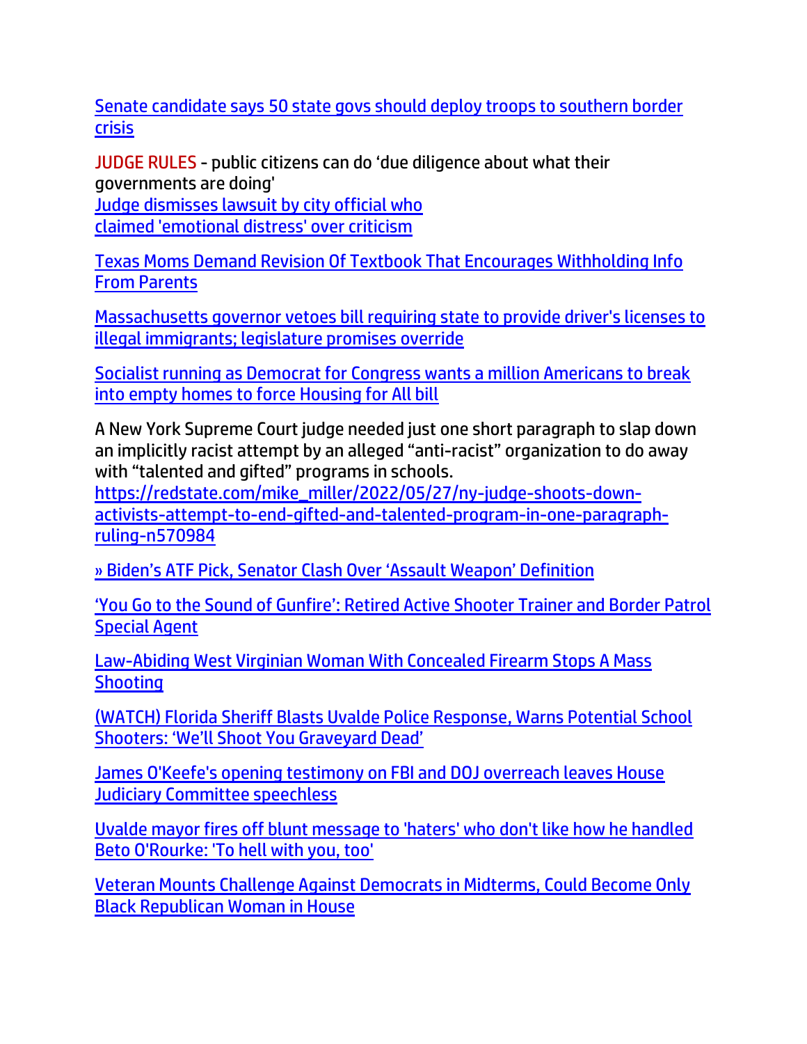Senate candidate says 50 state govs should deploy troops to southern border crisis

JUDGE RULES - public citizens can do 'due diligence about what their governments are doing'
Judge dismisses lawsuit by city official who claimed 'emotional distress' over criticism

Texas Moms Demand Revision Of Textbook That Encourages Withholding Info From Parents

Massachusetts governor vetoes bill requiring state to provide driver's licenses to illegal immigrants; legislature promises override

Socialist running as Democrat for Congress wants a million Americans to break into empty homes to force Housing for All bill

A New York Supreme Court judge needed just one short paragraph to slap down an implicitly racist attempt by an alleged "anti-racist" organization to do away with "talented and gifted" programs in schools.
https://redstate.com/mike_miller/2022/05/27/ny-judge-shoots-down-activists-attempt-to-end-gifted-and-talented-program-in-one-paragraph-ruling-n570984

» Biden's ATF Pick, Senator Clash Over 'Assault Weapon' Definition

'You Go to the Sound of Gunfire': Retired Active Shooter Trainer and Border Patrol Special Agent

Law-Abiding West Virginian Woman With Concealed Firearm Stops A Mass Shooting

(WATCH) Florida Sheriff Blasts Uvalde Police Response, Warns Potential School Shooters: 'We'll Shoot You Graveyard Dead'

James O'Keefe's opening testimony on FBI and DOJ overreach leaves House Judiciary Committee speechless

Uvalde mayor fires off blunt message to 'haters' who don't like how he handled Beto O'Rourke: 'To hell with you, too'

Veteran Mounts Challenge Against Democrats in Midterms, Could Become Only Black Republican Woman in House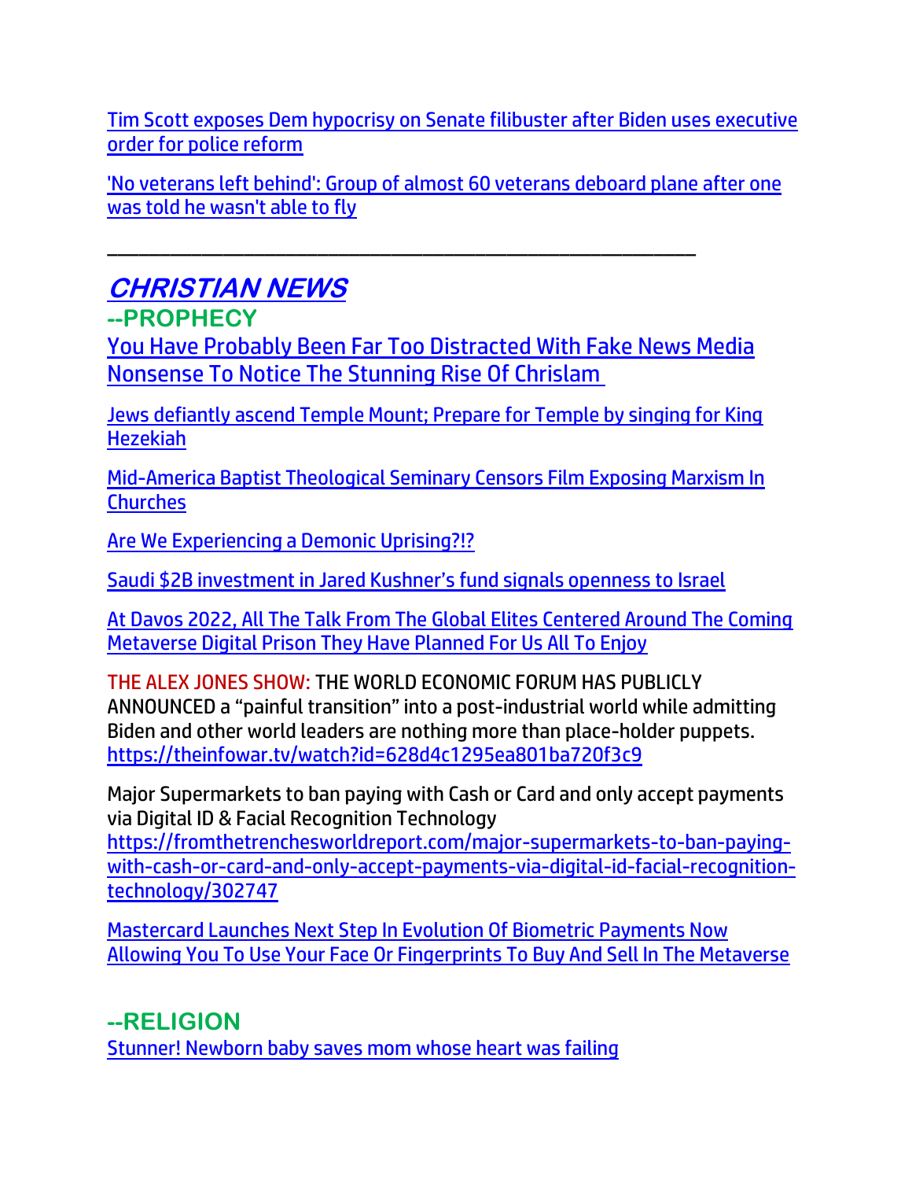Tim Scott exposes Dem hypocrisy on Senate filibuster after Biden uses executive order for police reform

'No veterans left behind': Group of almost 60 veterans deboard plane after one was told he wasn't able to fly

\_\_\_\_\_\_\_\_\_\_\_\_\_\_\_\_\_\_\_\_\_\_\_\_\_\_\_\_\_\_\_\_\_\_\_\_\_\_\_\_\_\_\_\_\_\_\_\_\_\_\_\_\_\_\_\_\_\_\_\_\_\_

## *CHRISTIAN NEWS*

### --PROPHECY

You Have Probably Been Far Too Distracted With Fake News Media Nonsense To Notice The Stunning Rise Of Chrislam

Jews defiantly ascend Temple Mount; Prepare for Temple by singing for King Hezekiah

Mid-America Baptist Theological Seminary Censors Film Exposing Marxism In Churches

Are We Experiencing a Demonic Uprising?!?

Saudi $2B investment in Jared Kushner's fund signals openness to Israel

At Davos 2022, All The Talk From The Global Elites Centered Around The Coming Metaverse Digital Prison They Have Planned For Us All To Enjoy

THE ALEX JONES SHOW: THE WORLD ECONOMIC FORUM HAS PUBLICLY ANNOUNCED a "painful transition" into a post-industrial world while admitting Biden and other world leaders are nothing more than place-holder puppets. https://theinfowar.tv/watch?id=628d4c1295ea801ba720f3c9

Major Supermarkets to ban paying with Cash or Card and only accept payments via Digital ID & Facial Recognition Technology https://fromthetrenchesworldreport.com/major-supermarkets-to-ban-paying-with-cash-or-card-and-only-accept-payments-via-digital-id-facial-recognition-technology/302747

Mastercard Launches Next Step In Evolution Of Biometric Payments Now Allowing You To Use Your Face Or Fingerprints To Buy And Sell In The Metaverse

### --RELIGION

Stunner! Newborn baby saves mom whose heart was failing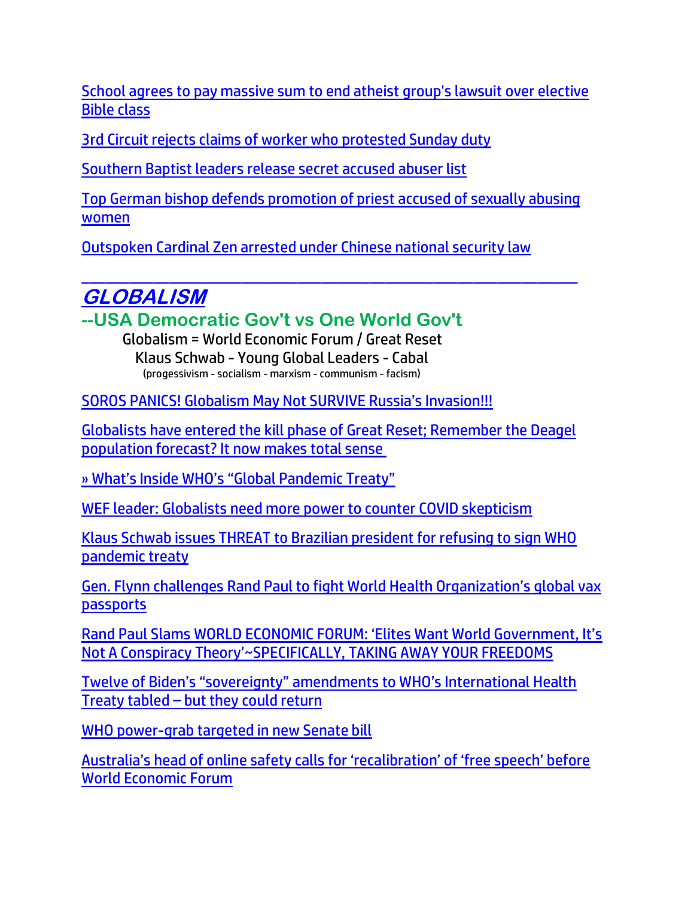School agrees to pay massive sum to end atheist group's lawsuit over elective Bible class

3rd Circuit rejects claims of worker who protested Sunday duty

Southern Baptist leaders release secret accused abuser list

Top German bishop defends promotion of priest accused of sexually abusing women

Outspoken Cardinal Zen arrested under Chinese national security law

---

# GLOBALISM

## --USA Democratic Gov't vs One World Gov't

Globalism = World Economic Forum / Great Reset

Klaus Schwab - Young Global Leaders - Cabal

(progessivism - socialism - marxism - communism - facism)

SOROS PANICS! Globalism May Not SURVIVE Russia's Invasion!!!

Globalists have entered the kill phase of Great Reset; Remember the Deagel population forecast? It now makes total sense

» What's Inside WHO's "Global Pandemic Treaty"

WEF leader: Globalists need more power to counter COVID skepticism

Klaus Schwab issues THREAT to Brazilian president for refusing to sign WHO pandemic treaty

Gen. Flynn challenges Rand Paul to fight World Health Organization's global vax passports

Rand Paul Slams WORLD ECONOMIC FORUM: 'Elites Want World Government, It's Not A Conspiracy Theory'~SPECIFICALLY, TAKING AWAY YOUR FREEDOMS

Twelve of Biden's "sovereignty" amendments to WHO's International Health Treaty tabled – but they could return

WHO power-grab targeted in new Senate bill

Australia's head of online safety calls for 'recalibration' of 'free speech' before World Economic Forum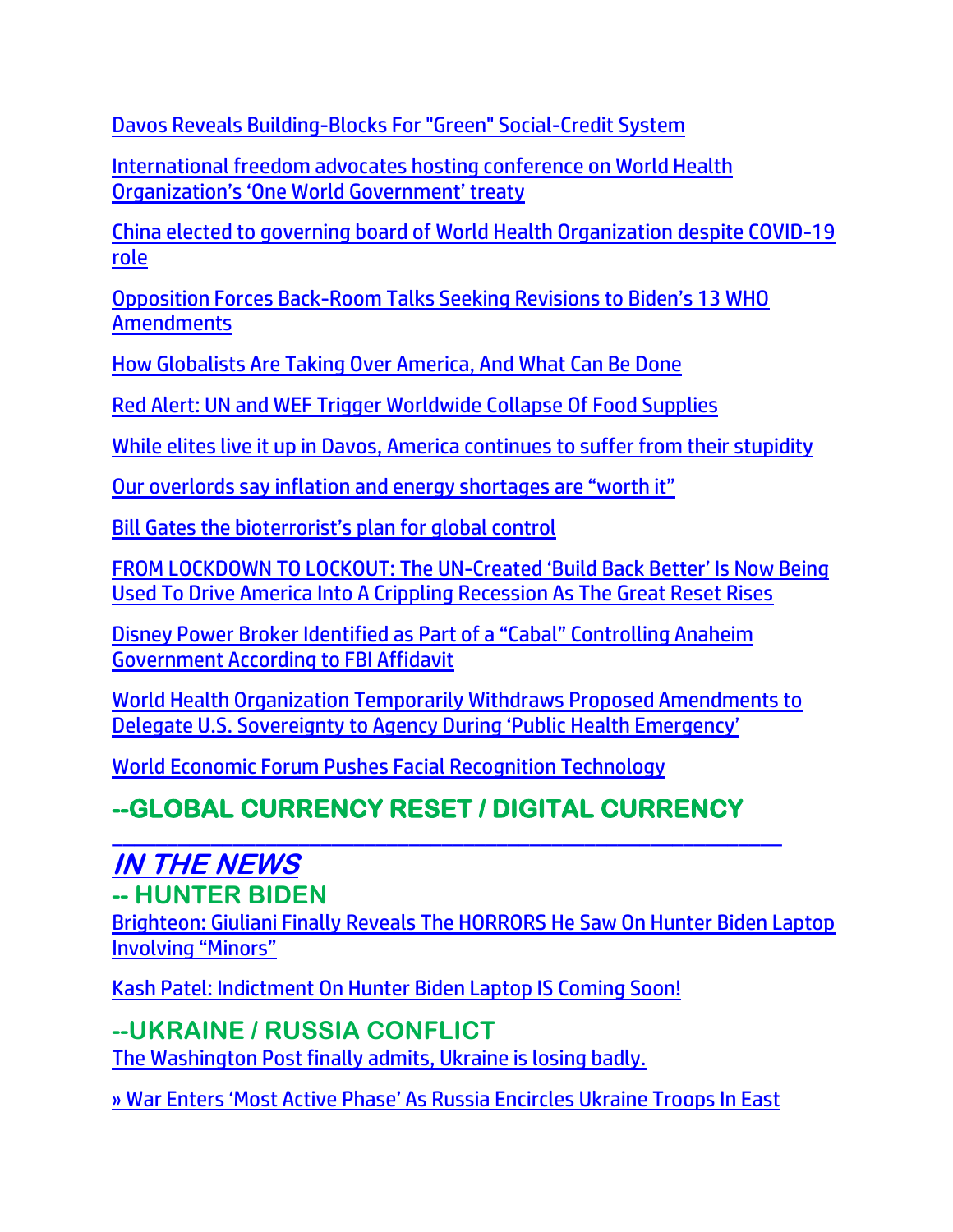Davos Reveals Building-Blocks For "Green" Social-Credit System

International freedom advocates hosting conference on World Health Organization's 'One World Government' treaty

China elected to governing board of World Health Organization despite COVID-19 role

Opposition Forces Back-Room Talks Seeking Revisions to Biden's 13 WHO Amendments

How Globalists Are Taking Over America, And What Can Be Done

Red Alert: UN and WEF Trigger Worldwide Collapse Of Food Supplies

While elites live it up in Davos, America continues to suffer from their stupidity

Our overlords say inflation and energy shortages are "worth it"

Bill Gates the bioterrorist's plan for global control

FROM LOCKDOWN TO LOCKOUT: The UN-Created 'Build Back Better' Is Now Being Used To Drive America Into A Crippling Recession As The Great Reset Rises

Disney Power Broker Identified as Part of a "Cabal" Controlling Anaheim Government According to FBI Affidavit

World Health Organization Temporarily Withdraws Proposed Amendments to Delegate U.S. Sovereignty to Agency During 'Public Health Emergency'

World Economic Forum Pushes Facial Recognition Technology

## --GLOBAL CURRENCY RESET / DIGITAL CURRENCY

---

## *IN THE NEWS*

### -- HUNTER BIDEN

Brighteon: Giuliani Finally Reveals The HORRORS He Saw On Hunter Biden Laptop Involving "Minors"

Kash Patel: Indictment On Hunter Biden Laptop IS Coming Soon!

### --UKRAINE / RUSSIA CONFLICT

The Washington Post finally admits, Ukraine is losing badly.

» War Enters 'Most Active Phase' As Russia Encircles Ukraine Troops In East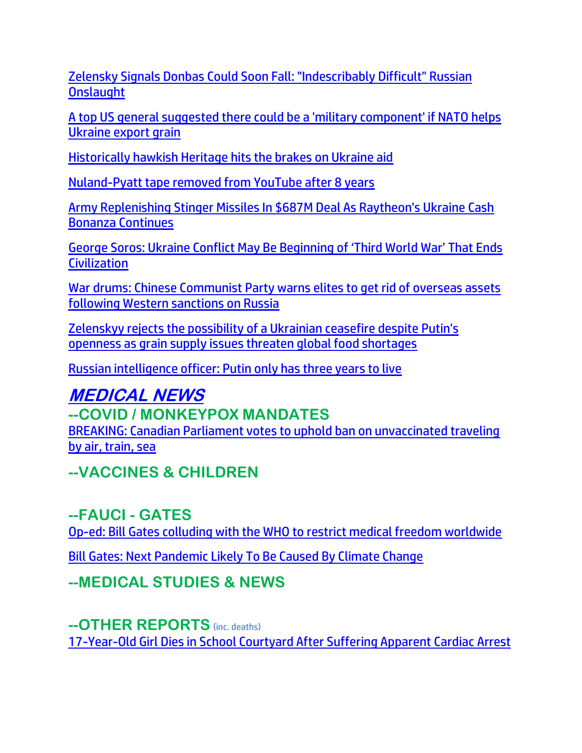Zelensky Signals Donbas Could Soon Fall: "Indescribably Difficult" Russian Onslaught

A top US general suggested there could be a 'military component' if NATO helps Ukraine export grain

Historically hawkish Heritage hits the brakes on Ukraine aid

Nuland-Pyatt tape removed from YouTube after 8 years

Army Replenishing Stinger Missiles In $687M Deal As Raytheon's Ukraine Cash Bonanza Continues

George Soros: Ukraine Conflict May Be Beginning of 'Third World War' That Ends Civilization

War drums: Chinese Communist Party warns elites to get rid of overseas assets following Western sanctions on Russia

Zelenskyy rejects the possibility of a Ukrainian ceasefire despite Putin's openness as grain supply issues threaten global food shortages

Russian intelligence officer: Putin only has three years to live

# *MEDICAL NEWS*

## --COVID / MONKEYPOX MANDATES

BREAKING: Canadian Parliament votes to uphold ban on unvaccinated traveling by air, train, sea

## --VACCINES & CHILDREN

## --FAUCI - GATES

Op-ed: Bill Gates colluding with the WHO to restrict medical freedom worldwide

Bill Gates: Next Pandemic Likely To Be Caused By Climate Change

## --MEDICAL STUDIES & NEWS

## --OTHER REPORTS (inc. deaths)

17-Year-Old Girl Dies in School Courtyard After Suffering Apparent Cardiac Arrest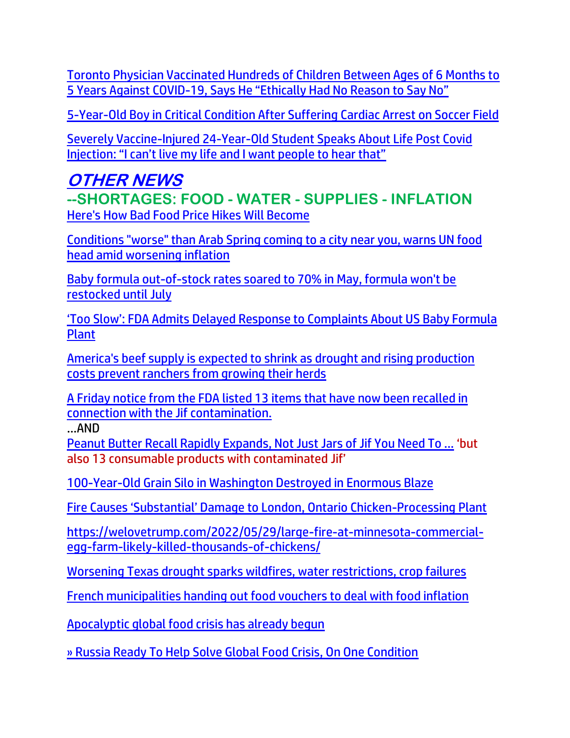Toronto Physician Vaccinated Hundreds of Children Between Ages of 6 Months to 5 Years Against COVID-19, Says He "Ethically Had No Reason to Say No"

5-Year-Old Boy in Critical Condition After Suffering Cardiac Arrest on Soccer Field

Severely Vaccine-Injured 24-Year-Old Student Speaks About Life Post Covid Injection: "I can't live my life and I want people to hear that"

## *OTHER NEWS*

### --SHORTAGES: FOOD - WATER - SUPPLIES - INFLATION

Here's How Bad Food Price Hikes Will Become

Conditions "worse" than Arab Spring coming to a city near you, warns UN food head amid worsening inflation

Baby formula out-of-stock rates soared to 70% in May, formula won't be restocked until July

'Too Slow': FDA Admits Delayed Response to Complaints About US Baby Formula Plant

America's beef supply is expected to shrink as drought and rising production costs prevent ranchers from growing their herds

A Friday notice from the FDA listed 13 items that have now been recalled in connection with the Jif contamination.
…AND
Peanut Butter Recall Rapidly Expands, Not Just Jars of Jif You Need To … 'but also 13 consumable products with contaminated Jif'

100-Year-Old Grain Silo in Washington Destroyed in Enormous Blaze

Fire Causes 'Substantial' Damage to London, Ontario Chicken-Processing Plant

https://welovetrump.com/2022/05/29/large-fire-at-minnesota-commercial-egg-farm-likely-killed-thousands-of-chickens/

Worsening Texas drought sparks wildfires, water restrictions, crop failures

French municipalities handing out food vouchers to deal with food inflation

Apocalyptic global food crisis has already begun

» Russia Ready To Help Solve Global Food Crisis, On One Condition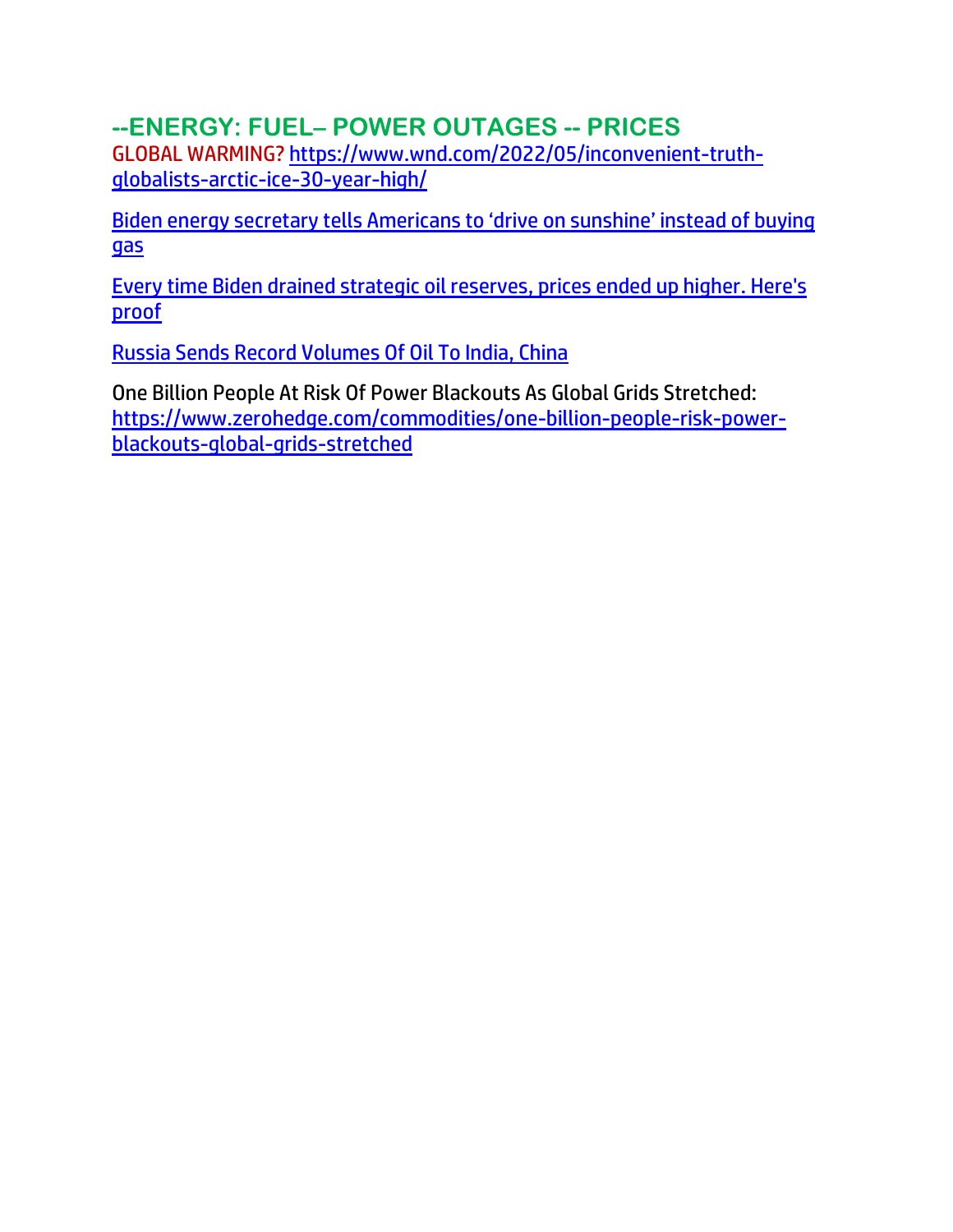## --ENERGY: FUEL– POWER OUTAGES -- PRICES

GLOBAL WARMING? https://www.wnd.com/2022/05/inconvenient-truth-globalists-arctic-ice-30-year-high/

Biden energy secretary tells Americans to 'drive on sunshine' instead of buying gas

Every time Biden drained strategic oil reserves, prices ended up higher. Here's proof

Russia Sends Record Volumes Of Oil To India, China

One Billion People At Risk Of Power Blackouts As Global Grids Stretched: https://www.zerohedge.com/commodities/one-billion-people-risk-power-blackouts-global-grids-stretched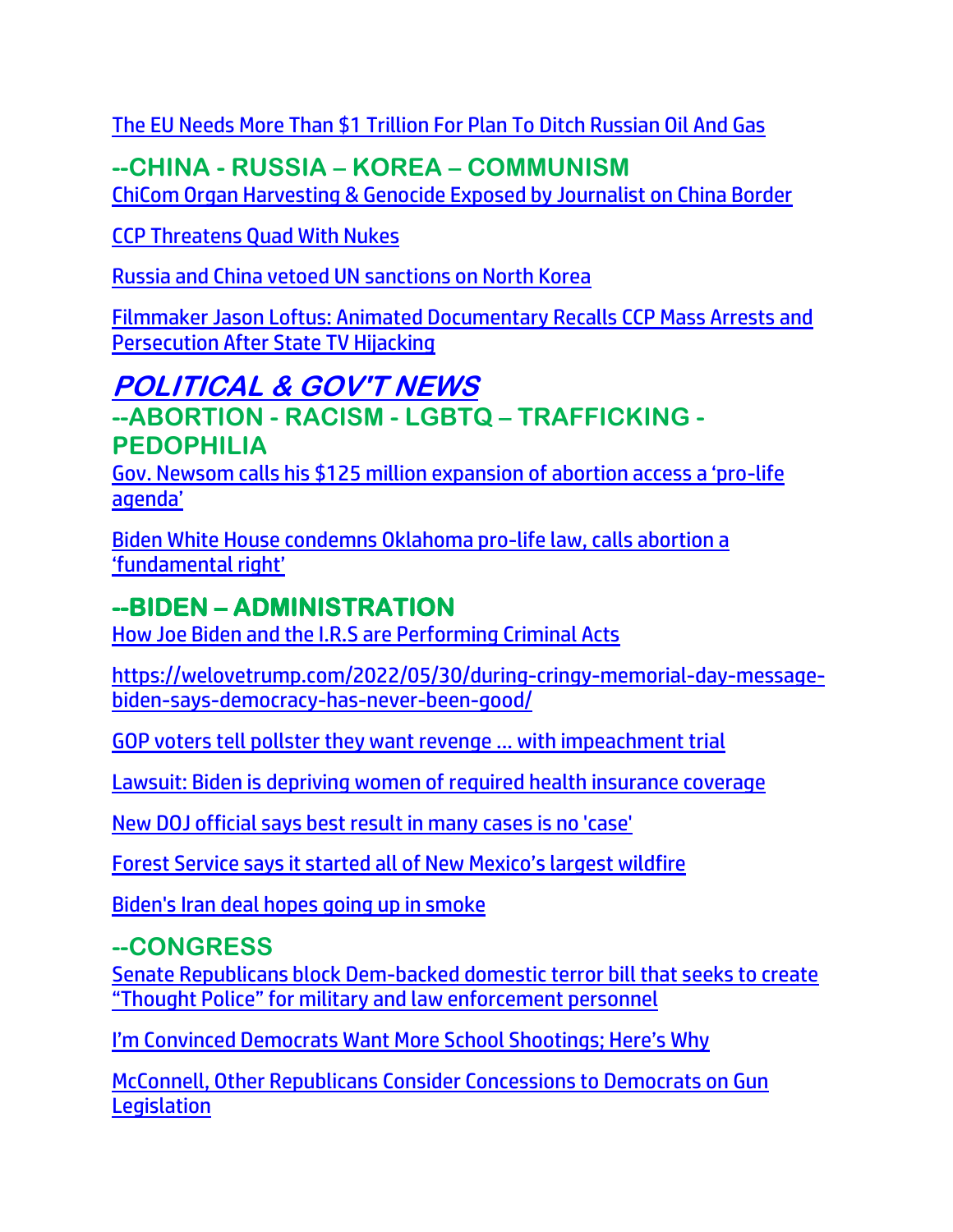The EU Needs More Than $1 Trillion For Plan To Ditch Russian Oil And Gas

## --CHINA - RUSSIA – KOREA – COMMUNISM

ChiCom Organ Harvesting & Genocide Exposed by Journalist on China Border

CCP Threatens Quad With Nukes

Russia and China vetoed UN sanctions on North Korea

Filmmaker Jason Loftus: Animated Documentary Recalls CCP Mass Arrests and Persecution After State TV Hijacking

# *POLITICAL & GOV'T NEWS*

## --ABORTION - RACISM - LGBTQ – TRAFFICKING - PEDOPHILIA

Gov. Newsom calls his $125 million expansion of abortion access a 'pro-life agenda'

Biden White House condemns Oklahoma pro-life law, calls abortion a 'fundamental right'

## --BIDEN – ADMINISTRATION

How Joe Biden and the I.R.S are Performing Criminal Acts

https://welovetrump.com/2022/05/30/during-cringy-memorial-day-message-biden-says-democracy-has-never-been-good/

GOP voters tell pollster they want revenge … with impeachment trial

Lawsuit: Biden is depriving women of required health insurance coverage

New DOJ official says best result in many cases is no 'case'

Forest Service says it started all of New Mexico's largest wildfire

Biden's Iran deal hopes going up in smoke

## --CONGRESS

Senate Republicans block Dem-backed domestic terror bill that seeks to create "Thought Police" for military and law enforcement personnel

I'm Convinced Democrats Want More School Shootings; Here's Why

McConnell, Other Republicans Consider Concessions to Democrats on Gun Legislation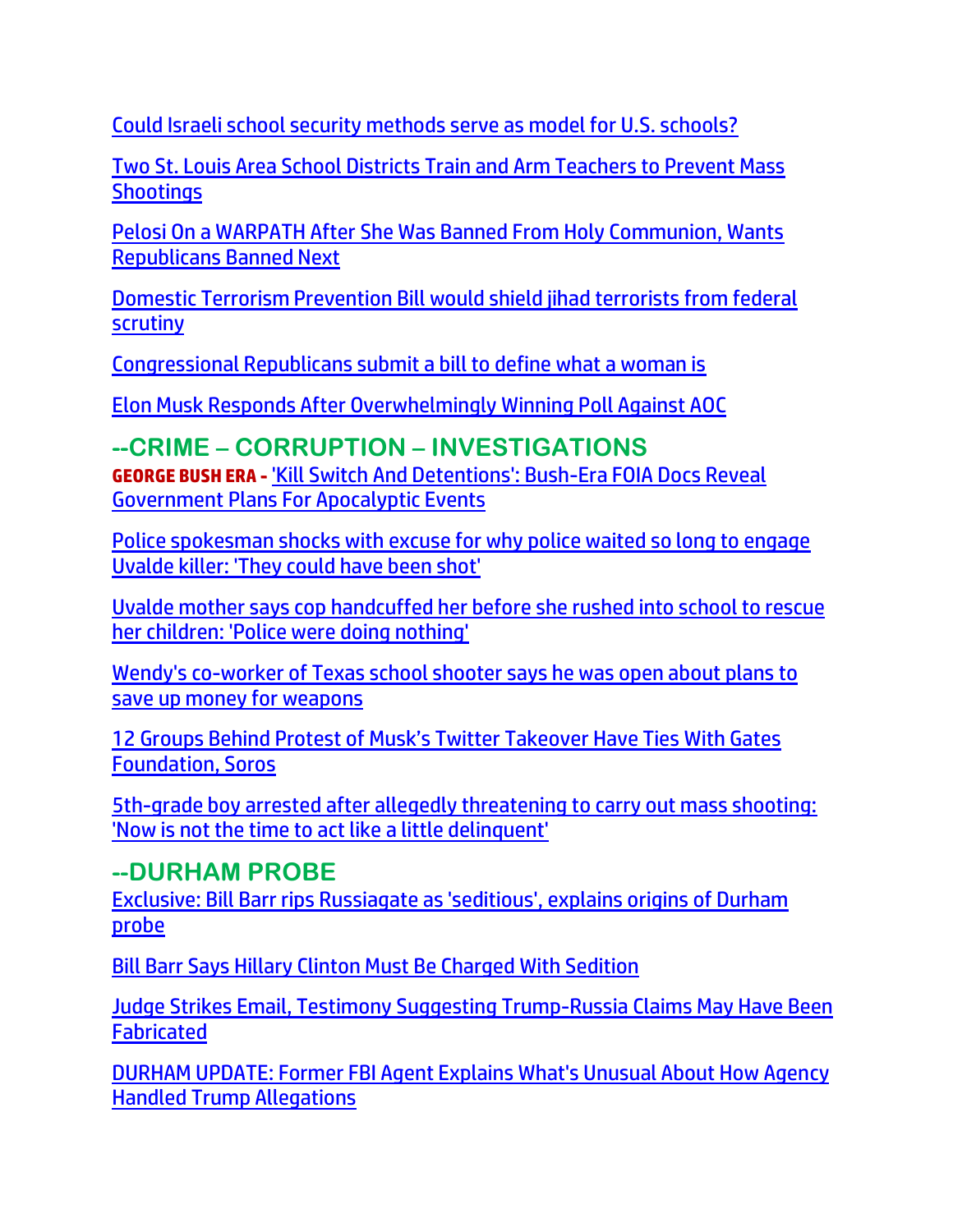Could Israeli school security methods serve as model for U.S. schools?

Two St. Louis Area School Districts Train and Arm Teachers to Prevent Mass Shootings

Pelosi On a WARPATH After She Was Banned From Holy Communion, Wants Republicans Banned Next

Domestic Terrorism Prevention Bill would shield jihad terrorists from federal scrutiny

Congressional Republicans submit a bill to define what a woman is

Elon Musk Responds After Overwhelmingly Winning Poll Against AOC

## --CRIME – CORRUPTION – INVESTIGATIONS

**GEORGE BUSH ERA -** 'Kill Switch And Detentions': Bush-Era FOIA Docs Reveal Government Plans For Apocalyptic Events

Police spokesman shocks with excuse for why police waited so long to engage Uvalde killer: 'They could have been shot'

Uvalde mother says cop handcuffed her before she rushed into school to rescue her children: 'Police were doing nothing'

Wendy's co-worker of Texas school shooter says he was open about plans to save up money for weapons

12 Groups Behind Protest of Musk's Twitter Takeover Have Ties With Gates Foundation, Soros

5th-grade boy arrested after allegedly threatening to carry out mass shooting: 'Now is not the time to act like a little delinquent'

## --DURHAM PROBE

Exclusive: Bill Barr rips Russiagate as 'seditious', explains origins of Durham probe

Bill Barr Says Hillary Clinton Must Be Charged With Sedition

Judge Strikes Email, Testimony Suggesting Trump-Russia Claims May Have Been Fabricated

DURHAM UPDATE: Former FBI Agent Explains What's Unusual About How Agency Handled Trump Allegations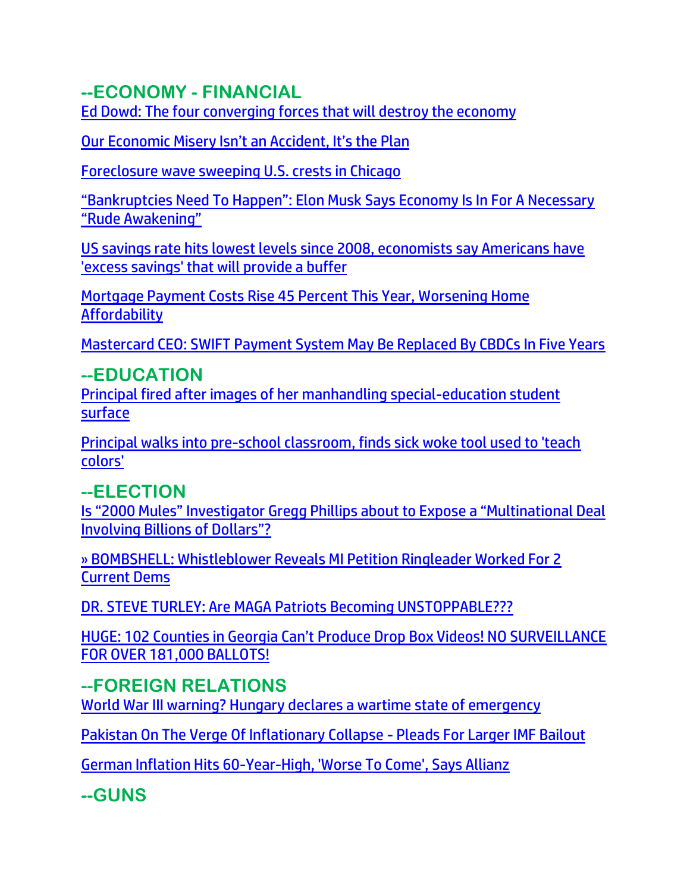## --ECONOMY - FINANCIAL

Ed Dowd: The four converging forces that will destroy the economy

Our Economic Misery Isn't an Accident, It's the Plan

Foreclosure wave sweeping U.S. crests in Chicago

"Bankruptcies Need To Happen": Elon Musk Says Economy Is In For A Necessary "Rude Awakening"

US savings rate hits lowest levels since 2008, economists say Americans have 'excess savings' that will provide a buffer

Mortgage Payment Costs Rise 45 Percent This Year, Worsening Home Affordability

Mastercard CEO: SWIFT Payment System May Be Replaced By CBDCs In Five Years

## --EDUCATION

Principal fired after images of her manhandling special-education student surface

Principal walks into pre-school classroom, finds sick woke tool used to 'teach colors'

## --ELECTION

Is "2000 Mules" Investigator Gregg Phillips about to Expose a "Multinational Deal Involving Billions of Dollars"?

» BOMBSHELL: Whistleblower Reveals MI Petition Ringleader Worked For 2 Current Dems

DR. STEVE TURLEY: Are MAGA Patriots Becoming UNSTOPPABLE???

HUGE: 102 Counties in Georgia Can't Produce Drop Box Videos! NO SURVEILLANCE FOR OVER 181,000 BALLOTS!

## --FOREIGN RELATIONS

World War III warning? Hungary declares a wartime state of emergency

Pakistan On The Verge Of Inflationary Collapse - Pleads For Larger IMF Bailout

German Inflation Hits 60-Year-High, 'Worse To Come', Says Allianz

## --GUNS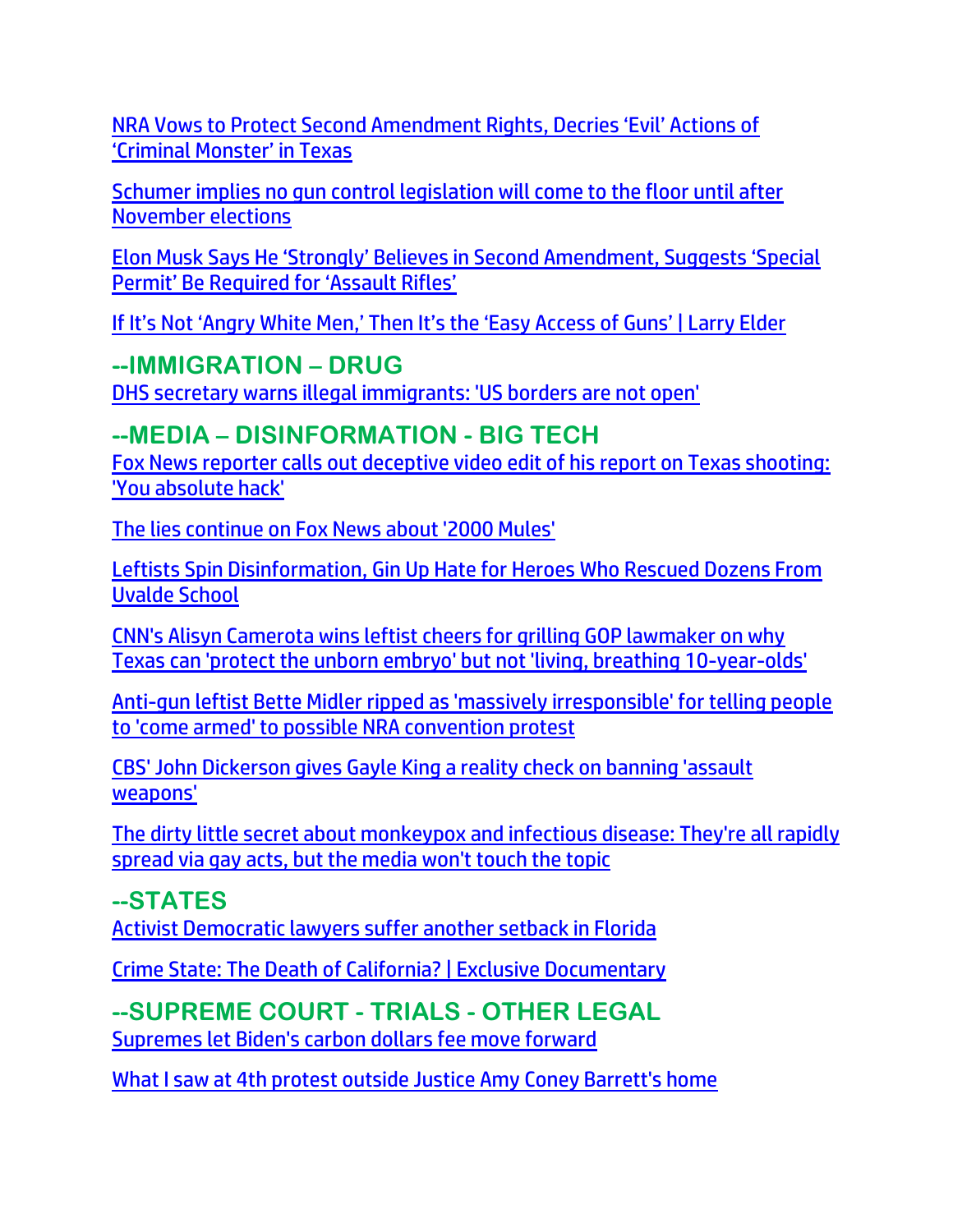NRA Vows to Protect Second Amendment Rights, Decries 'Evil' Actions of 'Criminal Monster' in Texas

Schumer implies no gun control legislation will come to the floor until after November elections

Elon Musk Says He 'Strongly' Believes in Second Amendment, Suggests 'Special Permit' Be Required for 'Assault Rifles'

If It's Not 'Angry White Men,' Then It's the 'Easy Access of Guns' | Larry Elder

## --IMMIGRATION – DRUG

DHS secretary warns illegal immigrants: 'US borders are not open'

## --MEDIA – DISINFORMATION - BIG TECH

Fox News reporter calls out deceptive video edit of his report on Texas shooting: 'You absolute hack'

The lies continue on Fox News about '2000 Mules'

Leftists Spin Disinformation, Gin Up Hate for Heroes Who Rescued Dozens From Uvalde School

CNN's Alisyn Camerota wins leftist cheers for grilling GOP lawmaker on why Texas can 'protect the unborn embryo' but not 'living, breathing 10-year-olds'

Anti-gun leftist Bette Midler ripped as 'massively irresponsible' for telling people to 'come armed' to possible NRA convention protest

CBS' John Dickerson gives Gayle King a reality check on banning 'assault weapons'

The dirty little secret about monkeypox and infectious disease: They're all rapidly spread via gay acts, but the media won't touch the topic

## --STATES

Activist Democratic lawyers suffer another setback in Florida

Crime State: The Death of California? | Exclusive Documentary

## --SUPREME COURT - TRIALS - OTHER LEGAL

Supremes let Biden's carbon dollars fee move forward

What I saw at 4th protest outside Justice Amy Coney Barrett's home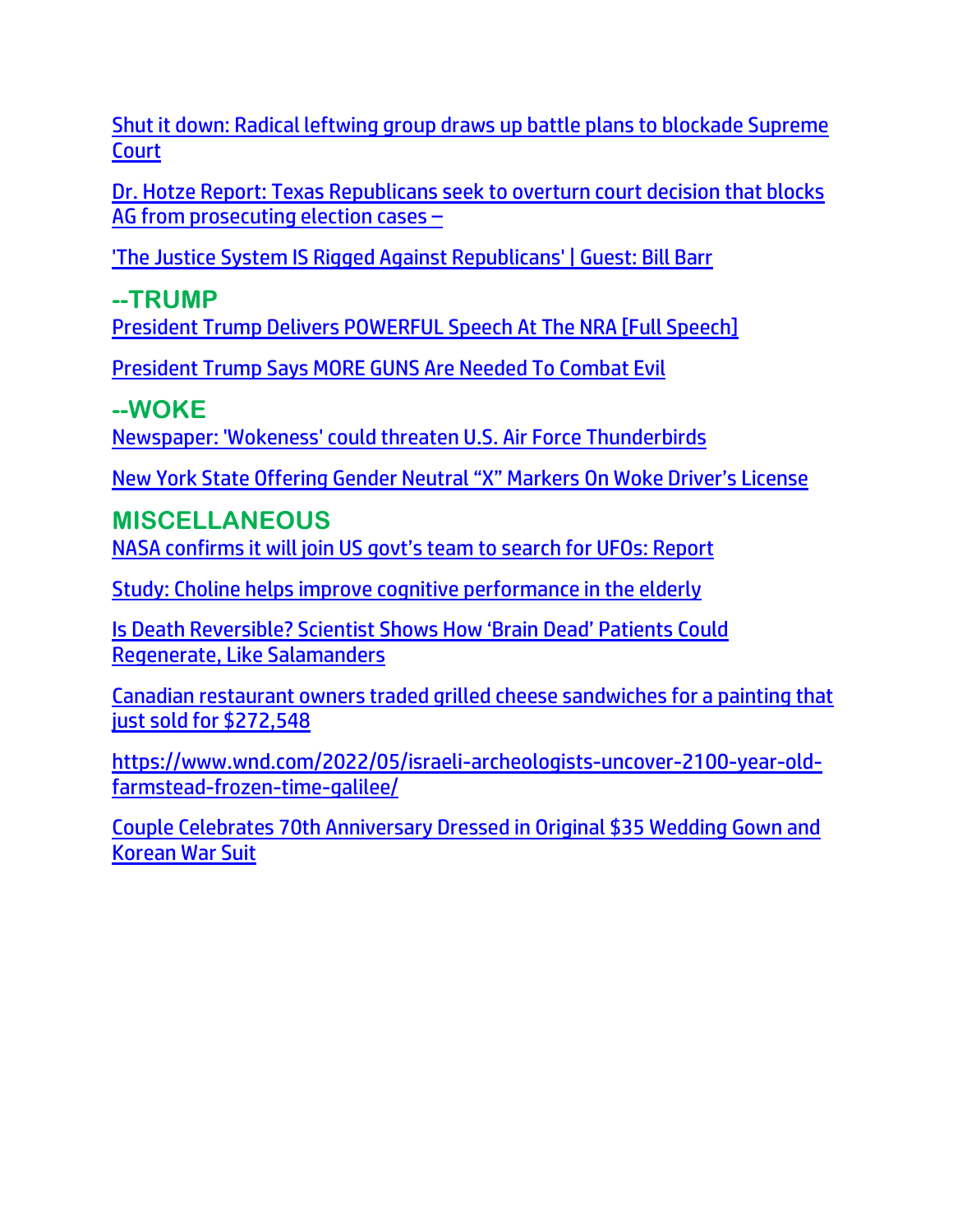Shut it down: Radical leftwing group draws up battle plans to blockade Supreme Court

Dr. Hotze Report: Texas Republicans seek to overturn court decision that blocks AG from prosecuting election cases –

'The Justice System IS Rigged Against Republicans' | Guest: Bill Barr

## --TRUMP

President Trump Delivers POWERFUL Speech At The NRA [Full Speech]

President Trump Says MORE GUNS Are Needed To Combat Evil

## --WOKE

Newspaper: 'Wokeness' could threaten U.S. Air Force Thunderbirds

New York State Offering Gender Neutral “X” Markers On Woke Driver’s License

## MISCELLANEOUS

NASA confirms it will join US govt’s team to search for UFOs: Report

Study: Choline helps improve cognitive performance in the elderly

Is Death Reversible? Scientist Shows How ‘Brain Dead’ Patients Could Regenerate, Like Salamanders

Canadian restaurant owners traded grilled cheese sandwiches for a painting that just sold for $272,548

https://www.wnd.com/2022/05/israeli-archeologists-uncover-2100-year-old-farmstead-frozen-time-galilee/

Couple Celebrates 70th Anniversary Dressed in Original $35 Wedding Gown and Korean War Suit